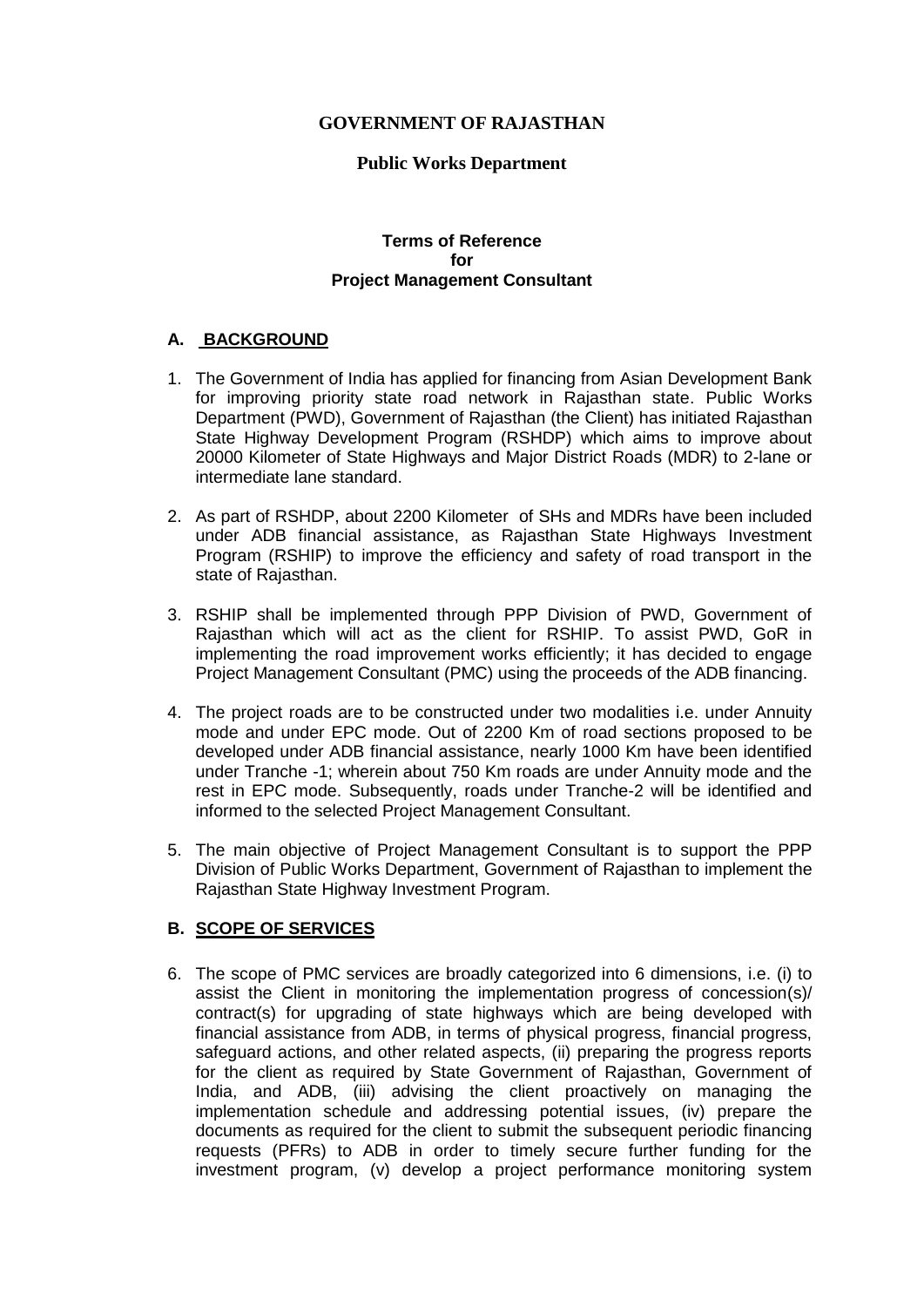**GOVERNMENT OF RAJASTHAN**

**Public Works Department**

**Terms of Reference**
**for**
**Project Management Consultant**

## A. BACKGROUND

1. The Government of India has applied for financing from Asian Development Bank for improving priority state road network in Rajasthan state. Public Works Department (PWD), Government of Rajasthan (the Client) has initiated Rajasthan State Highway Development Program (RSHDP) which aims to improve about 20000 Kilometer of State Highways and Major District Roads (MDR) to 2-lane or intermediate lane standard.

2. As part of RSHDP, about 2200 Kilometer of SHs and MDRs have been included under ADB financial assistance, as Rajasthan State Highways Investment Program (RSHIP) to improve the efficiency and safety of road transport in the state of Rajasthan.

3. RSHIP shall be implemented through PPP Division of PWD, Government of Rajasthan which will act as the client for RSHIP. To assist PWD, GoR in implementing the road improvement works efficiently; it has decided to engage Project Management Consultant (PMC) using the proceeds of the ADB financing.

4. The project roads are to be constructed under two modalities i.e. under Annuity mode and under EPC mode. Out of 2200 Km of road sections proposed to be developed under ADB financial assistance, nearly 1000 Km have been identified under Tranche -1; wherein about 750 Km roads are under Annuity mode and the rest in EPC mode. Subsequently, roads under Tranche-2 will be identified and informed to the selected Project Management Consultant.

5. The main objective of Project Management Consultant is to support the PPP Division of Public Works Department, Government of Rajasthan to implement the Rajasthan State Highway Investment Program.

## B. SCOPE OF SERVICES

6. The scope of PMC services are broadly categorized into 6 dimensions, i.e. (i) to assist the Client in monitoring the implementation progress of concession(s)/ contract(s) for upgrading of state highways which are being developed with financial assistance from ADB, in terms of physical progress, financial progress, safeguard actions, and other related aspects, (ii) preparing the progress reports for the client as required by State Government of Rajasthan, Government of India, and ADB, (iii) advising the client proactively on managing the implementation schedule and addressing potential issues, (iv) prepare the documents as required for the client to submit the subsequent periodic financing requests (PFRs) to ADB in order to timely secure further funding for the investment program, (v) develop a project performance monitoring system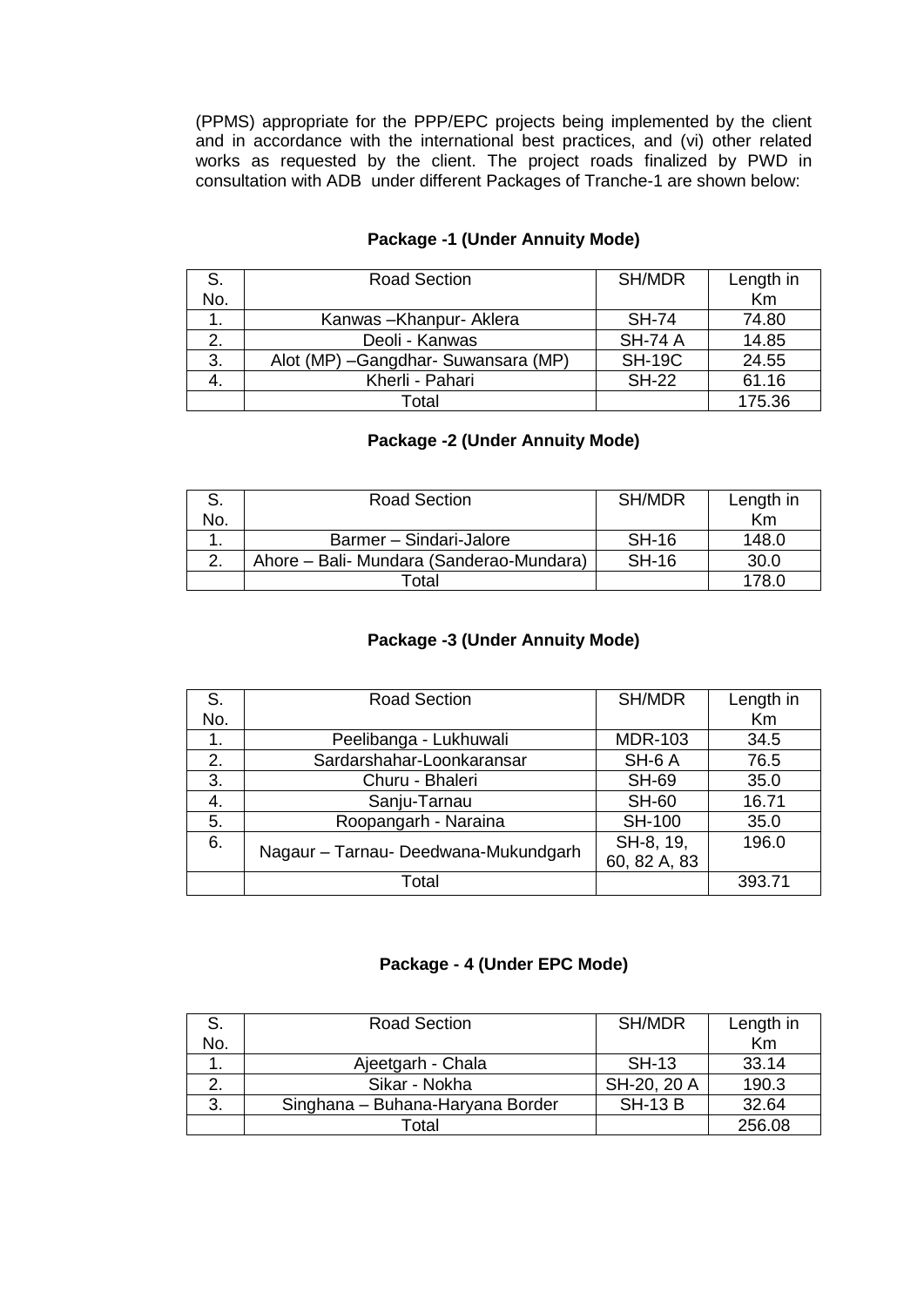(PPMS) appropriate for the PPP/EPC projects being implemented by the client and in accordance with the international best practices, and (vi) other related works as requested by the client. The project roads finalized by PWD in consultation with ADB under different Packages of Tranche-1 are shown below:

**Package -1 (Under Annuity Mode)**

| S. No. | Road Section | SH/MDR | Length in Km |
|---|---|---|---|
| 1. | Kanwas –Khanpur- Aklera | SH-74 | 74.80 |
| 2. | Deoli - Kanwas | SH-74 A | 14.85 |
| 3. | Alot (MP) –Gangdhar- Suwansara (MP) | SH-19C | 24.55 |
| 4. | Kherli - Pahari | SH-22 | 61.16 |
| | Total | | 175.36 |

**Package -2 (Under Annuity Mode)**

| S. No. | Road Section | SH/MDR | Length in Km |
|---|---|---|---|
| 1. | Barmer – Sindari-Jalore | SH-16 | 148.0 |
| 2. | Ahore – Bali- Mundara (Sanderao-Mundara) | SH-16 | 30.0 |
| | Total | | 178.0 |

**Package -3 (Under Annuity Mode)**

| S. No. | Road Section | SH/MDR | Length in Km |
|---|---|---|---|
| 1. | Peelibanga - Lukhuwali | MDR-103 | 34.5 |
| 2. | Sardarshahar-Loonkaransar | SH-6 A | 76.5 |
| 3. | Churu - Bhaleri | SH-69 | 35.0 |
| 4. | Sanju-Tarnau | SH-60 | 16.71 |
| 5. | Roopangarh - Naraina | SH-100 | 35.0 |
| 6. | Nagaur – Tarnau- Deedwana-Mukundgarh | SH-8, 19, 60, 82 A, 83 | 196.0 |
| | Total | | 393.71 |

**Package - 4 (Under EPC Mode)**

| S. No. | Road Section | SH/MDR | Length in Km |
|---|---|---|---|
| 1. | Ajeetgarh - Chala | SH-13 | 33.14 |
| 2. | Sikar - Nokha | SH-20, 20 A | 190.3 |
| 3. | Singhana – Buhana-Haryana Border | SH-13 B | 32.64 |
| | Total | | 256.08 |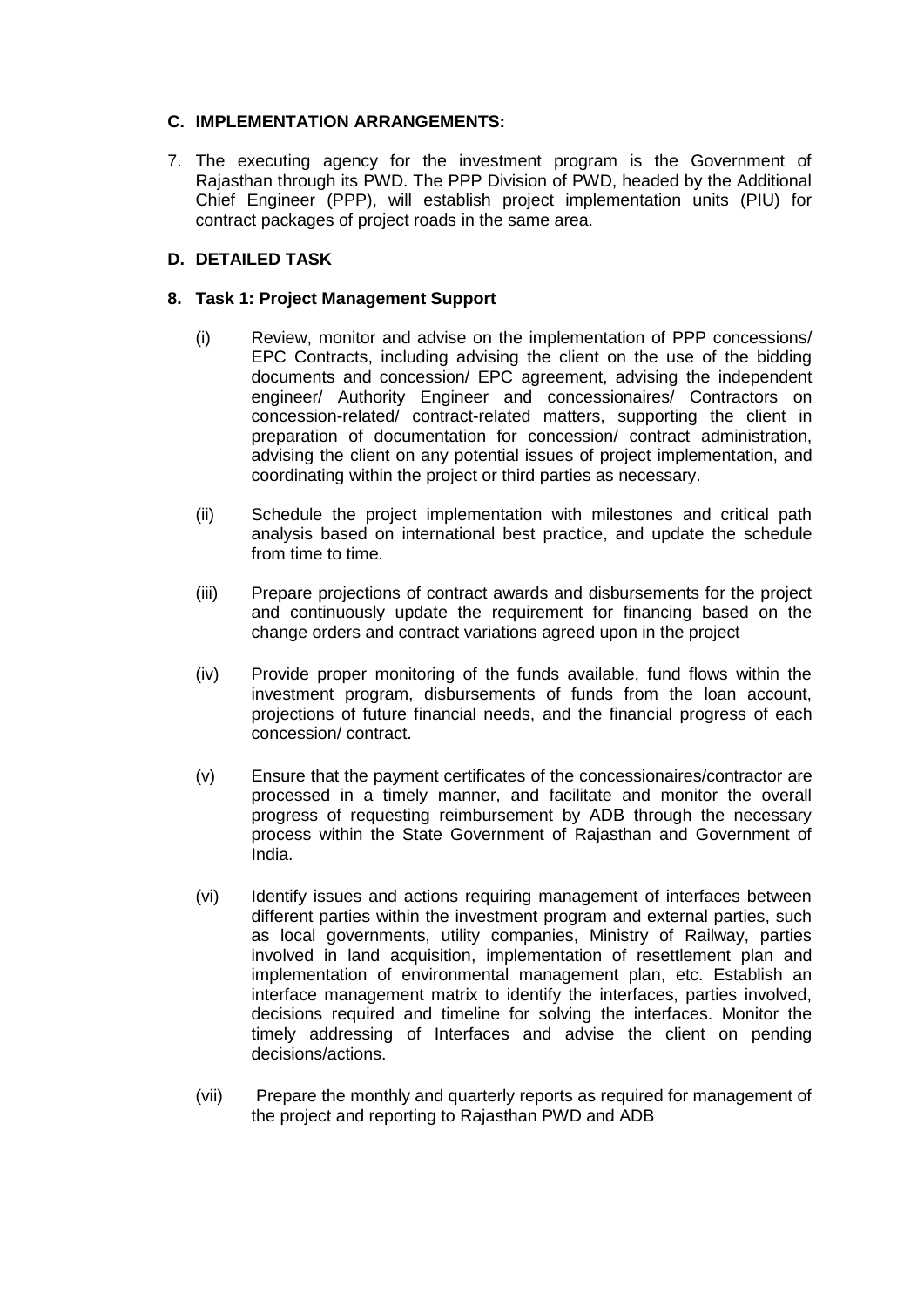## C. IMPLEMENTATION ARRANGEMENTS:

7. The executing agency for the investment program is the Government of Rajasthan through its PWD. The PPP Division of PWD, headed by the Additional Chief Engineer (PPP), will establish project implementation units (PIU) for contract packages of project roads in the same area.

## D. DETAILED TASK

**8. Task 1: Project Management Support**

(i) Review, monitor and advise on the implementation of PPP concessions/ EPC Contracts, including advising the client on the use of the bidding documents and concession/ EPC agreement, advising the independent engineer/ Authority Engineer and concessionaires/ Contractors on concession-related/ contract-related matters, supporting the client in preparation of documentation for concession/ contract administration, advising the client on any potential issues of project implementation, and coordinating within the project or third parties as necessary.

(ii) Schedule the project implementation with milestones and critical path analysis based on international best practice, and update the schedule from time to time.

(iii) Prepare projections of contract awards and disbursements for the project and continuously update the requirement for financing based on the change orders and contract variations agreed upon in the project

(iv) Provide proper monitoring of the funds available, fund flows within the investment program, disbursements of funds from the loan account, projections of future financial needs, and the financial progress of each concession/ contract.

(v) Ensure that the payment certificates of the concessionaires/contractor are processed in a timely manner, and facilitate and monitor the overall progress of requesting reimbursement by ADB through the necessary process within the State Government of Rajasthan and Government of India.

(vi) Identify issues and actions requiring management of interfaces between different parties within the investment program and external parties, such as local governments, utility companies, Ministry of Railway, parties involved in land acquisition, implementation of resettlement plan and implementation of environmental management plan, etc. Establish an interface management matrix to identify the interfaces, parties involved, decisions required and timeline for solving the interfaces. Monitor the timely addressing of Interfaces and advise the client on pending decisions/actions.

(vii) Prepare the monthly and quarterly reports as required for management of the project and reporting to Rajasthan PWD and ADB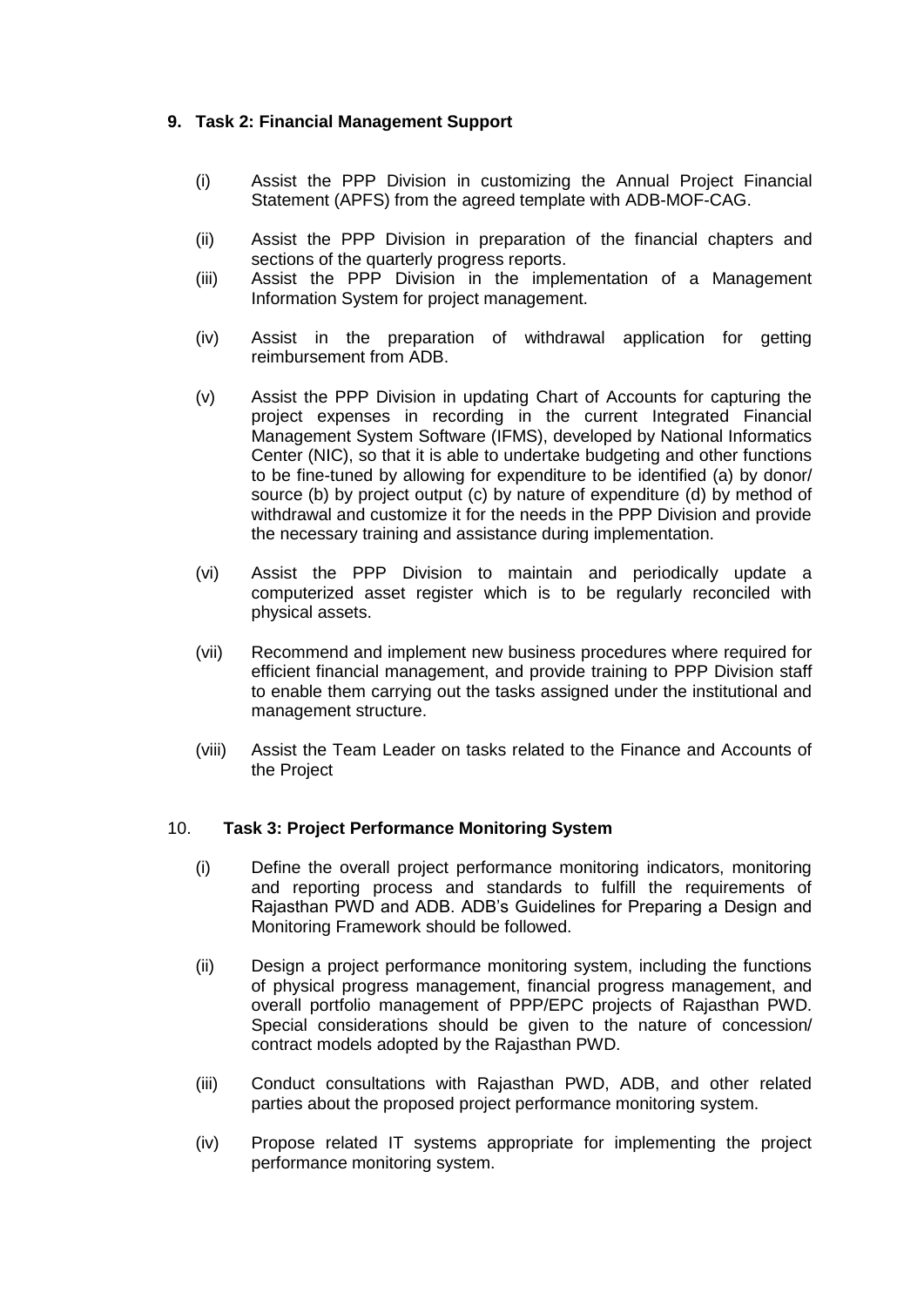**9. Task 2: Financial Management Support**

(i) Assist the PPP Division in customizing the Annual Project Financial Statement (APFS) from the agreed template with ADB-MOF-CAG.

(ii) Assist the PPP Division in preparation of the financial chapters and sections of the quarterly progress reports.

(iii) Assist the PPP Division in the implementation of a Management Information System for project management.

(iv) Assist in the preparation of withdrawal application for getting reimbursement from ADB.

(v) Assist the PPP Division in updating Chart of Accounts for capturing the project expenses in recording in the current Integrated Financial Management System Software (IFMS), developed by National Informatics Center (NIC), so that it is able to undertake budgeting and other functions to be fine-tuned by allowing for expenditure to be identified (a) by donor/ source (b) by project output (c) by nature of expenditure (d) by method of withdrawal and customize it for the needs in the PPP Division and provide the necessary training and assistance during implementation.

(vi) Assist the PPP Division to maintain and periodically update a computerized asset register which is to be regularly reconciled with physical assets.

(vii) Recommend and implement new business procedures where required for efficient financial management, and provide training to PPP Division staff to enable them carrying out the tasks assigned under the institutional and management structure.

(viii) Assist the Team Leader on tasks related to the Finance and Accounts of the Project

10. **Task 3: Project Performance Monitoring System**

(i) Define the overall project performance monitoring indicators, monitoring and reporting process and standards to fulfill the requirements of Rajasthan PWD and ADB. ADB's Guidelines for Preparing a Design and Monitoring Framework should be followed.

(ii) Design a project performance monitoring system, including the functions of physical progress management, financial progress management, and overall portfolio management of PPP/EPC projects of Rajasthan PWD. Special considerations should be given to the nature of concession/ contract models adopted by the Rajasthan PWD.

(iii) Conduct consultations with Rajasthan PWD, ADB, and other related parties about the proposed project performance monitoring system.

(iv) Propose related IT systems appropriate for implementing the project performance monitoring system.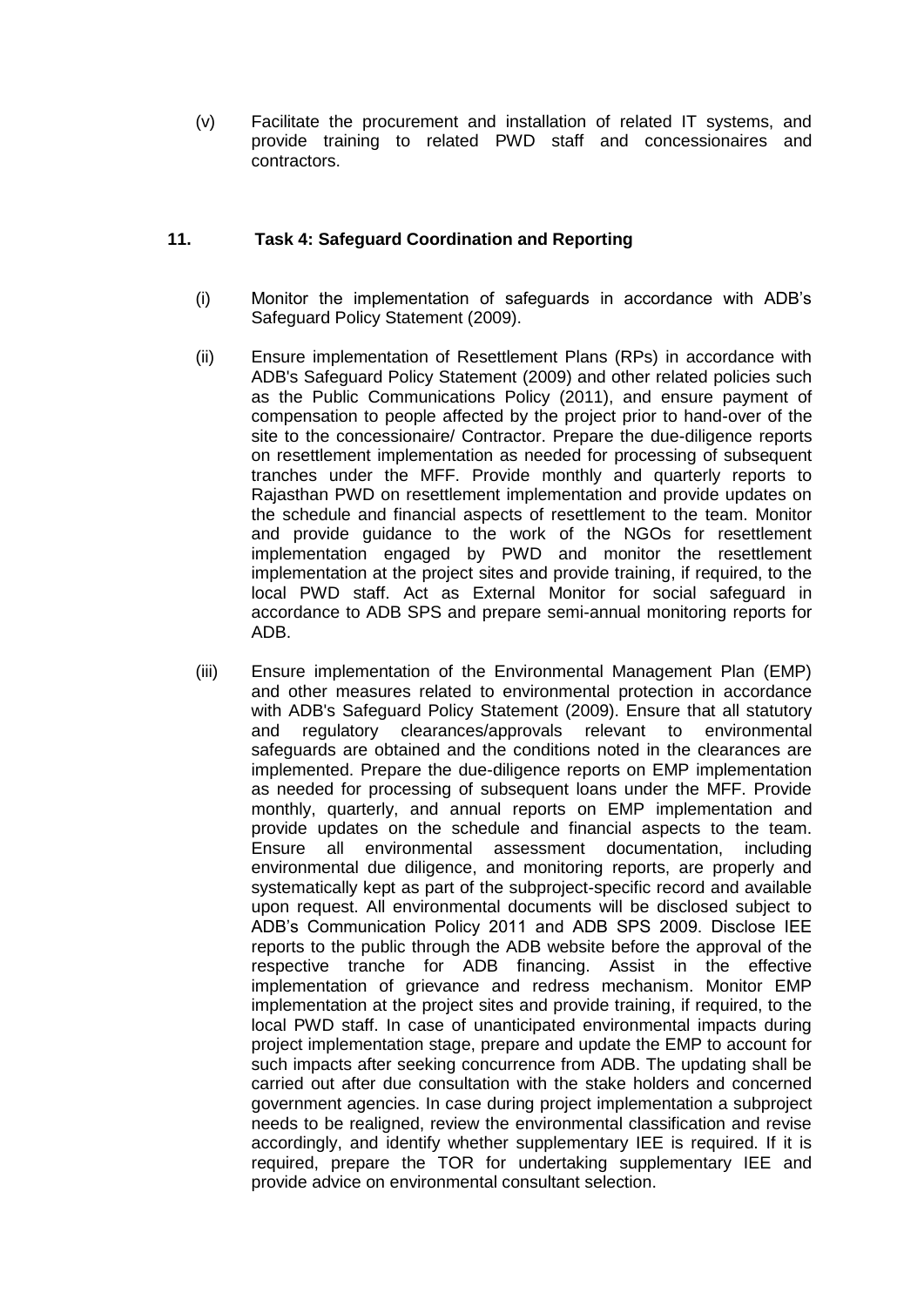(v) Facilitate the procurement and installation of related IT systems, and provide training to related PWD staff and concessionaires and contractors.

## 11. Task 4: Safeguard Coordination and Reporting

(i) Monitor the implementation of safeguards in accordance with ADB's Safeguard Policy Statement (2009).

(ii) Ensure implementation of Resettlement Plans (RPs) in accordance with ADB's Safeguard Policy Statement (2009) and other related policies such as the Public Communications Policy (2011), and ensure payment of compensation to people affected by the project prior to hand-over of the site to the concessionaire/ Contractor. Prepare the due-diligence reports on resettlement implementation as needed for processing of subsequent tranches under the MFF. Provide monthly and quarterly reports to Rajasthan PWD on resettlement implementation and provide updates on the schedule and financial aspects of resettlement to the team. Monitor and provide guidance to the work of the NGOs for resettlement implementation engaged by PWD and monitor the resettlement implementation at the project sites and provide training, if required, to the local PWD staff. Act as External Monitor for social safeguard in accordance to ADB SPS and prepare semi-annual monitoring reports for ADB.

(iii) Ensure implementation of the Environmental Management Plan (EMP) and other measures related to environmental protection in accordance with ADB's Safeguard Policy Statement (2009). Ensure that all statutory and regulatory clearances/approvals relevant to environmental safeguards are obtained and the conditions noted in the clearances are implemented. Prepare the due-diligence reports on EMP implementation as needed for processing of subsequent loans under the MFF. Provide monthly, quarterly, and annual reports on EMP implementation and provide updates on the schedule and financial aspects to the team. Ensure all environmental assessment documentation, including environmental due diligence, and monitoring reports, are properly and systematically kept as part of the subproject-specific record and available upon request. All environmental documents will be disclosed subject to ADB's Communication Policy 2011 and ADB SPS 2009. Disclose IEE reports to the public through the ADB website before the approval of the respective tranche for ADB financing. Assist in the effective implementation of grievance and redress mechanism. Monitor EMP implementation at the project sites and provide training, if required, to the local PWD staff. In case of unanticipated environmental impacts during project implementation stage, prepare and update the EMP to account for such impacts after seeking concurrence from ADB. The updating shall be carried out after due consultation with the stake holders and concerned government agencies. In case during project implementation a subproject needs to be realigned, review the environmental classification and revise accordingly, and identify whether supplementary IEE is required. If it is required, prepare the TOR for undertaking supplementary IEE and provide advice on environmental consultant selection.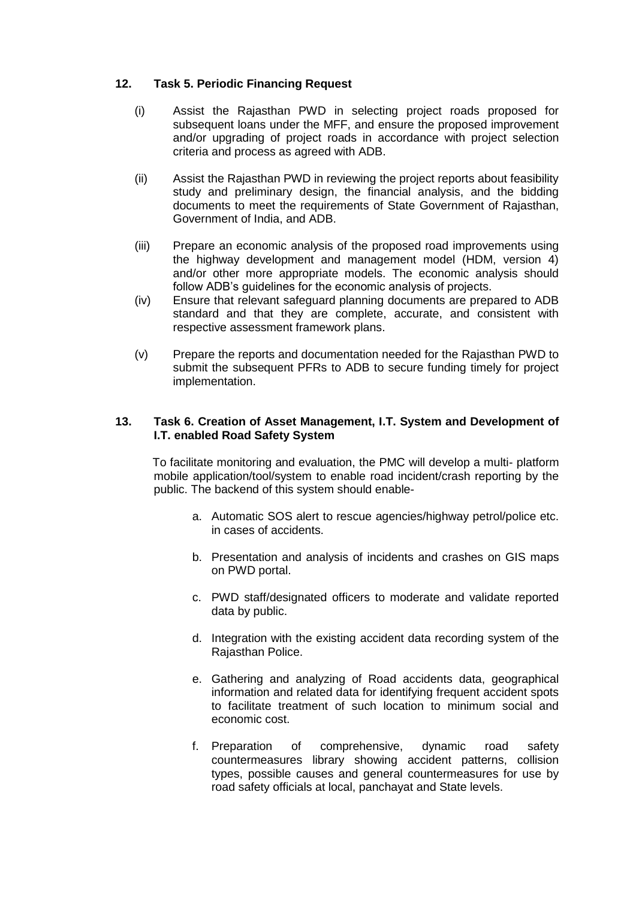**12. Task 5. Periodic Financing Request**

(i) Assist the Rajasthan PWD in selecting project roads proposed for subsequent loans under the MFF, and ensure the proposed improvement and/or upgrading of project roads in accordance with project selection criteria and process as agreed with ADB.

(ii) Assist the Rajasthan PWD in reviewing the project reports about feasibility study and preliminary design, the financial analysis, and the bidding documents to meet the requirements of State Government of Rajasthan, Government of India, and ADB.

(iii) Prepare an economic analysis of the proposed road improvements using the highway development and management model (HDM, version 4) and/or other more appropriate models. The economic analysis should follow ADB's guidelines for the economic analysis of projects.

(iv) Ensure that relevant safeguard planning documents are prepared to ADB standard and that they are complete, accurate, and consistent with respective assessment framework plans.

(v) Prepare the reports and documentation needed for the Rajasthan PWD to submit the subsequent PFRs to ADB to secure funding timely for project implementation.

**13. Task 6. Creation of Asset Management, I.T. System and Development of I.T. enabled Road Safety System**

To facilitate monitoring and evaluation, the PMC will develop a multi- platform mobile application/tool/system to enable road incident/crash reporting by the public. The backend of this system should enable-

a. Automatic SOS alert to rescue agencies/highway petrol/police etc. in cases of accidents.

b. Presentation and analysis of incidents and crashes on GIS maps on PWD portal.

c. PWD staff/designated officers to moderate and validate reported data by public.

d. Integration with the existing accident data recording system of the Rajasthan Police.

e. Gathering and analyzing of Road accidents data, geographical information and related data for identifying frequent accident spots to facilitate treatment of such location to minimum social and economic cost.

f. Preparation of comprehensive, dynamic road safety countermeasures library showing accident patterns, collision types, possible causes and general countermeasures for use by road safety officials at local, panchayat and State levels.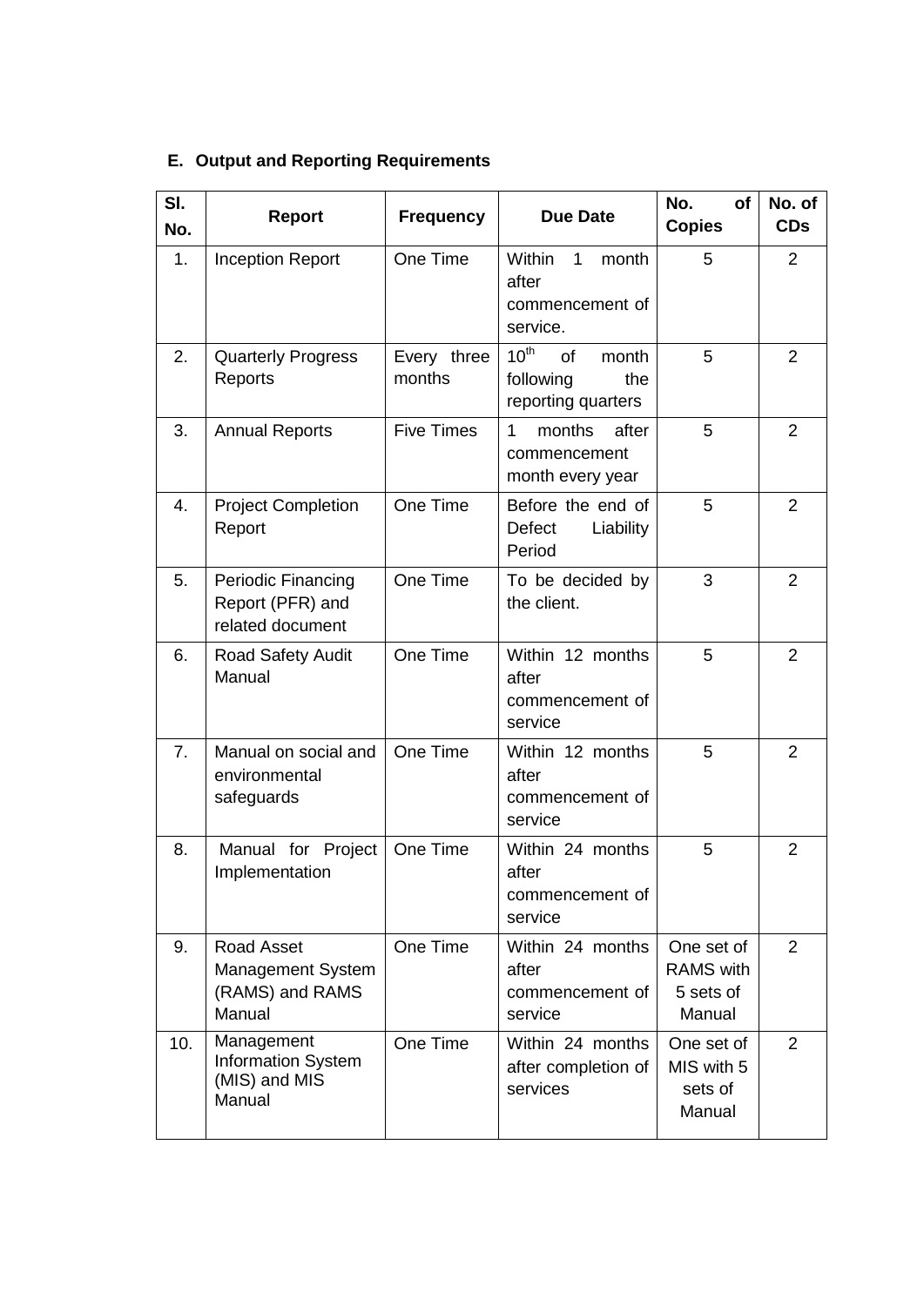### E. Output and Reporting Requirements

| Sl. No. | Report | Frequency | Due Date | No. of Copies | No. of CDs |
|---|---|---|---|---|---|
| 1. | Inception Report | One Time | Within 1 month after commencement of service. | 5 | 2 |
| 2. | Quarterly Progress Reports | Every three months | 10th of month following the reporting quarters | 5 | 2 |
| 3. | Annual Reports | Five Times | 1 months after commencement month every year | 5 | 2 |
| 4. | Project Completion Report | One Time | Before the end of Defect Liability Period | 5 | 2 |
| 5. | Periodic Financing Report (PFR) and related document | One Time | To be decided by the client. | 3 | 2 |
| 6. | Road Safety Audit Manual | One Time | Within 12 months after commencement of service | 5 | 2 |
| 7. | Manual on social and environmental safeguards | One Time | Within 12 months after commencement of service | 5 | 2 |
| 8. | Manual for Project Implementation | One Time | Within 24 months after commencement of service | 5 | 2 |
| 9. | Road Asset Management System (RAMS) and RAMS Manual | One Time | Within 24 months after commencement of service | One set of RAMS with 5 sets of Manual | 2 |
| 10. | Management Information System (MIS) and MIS Manual | One Time | Within 24 months after completion of services | One set of MIS with 5 sets of Manual | 2 |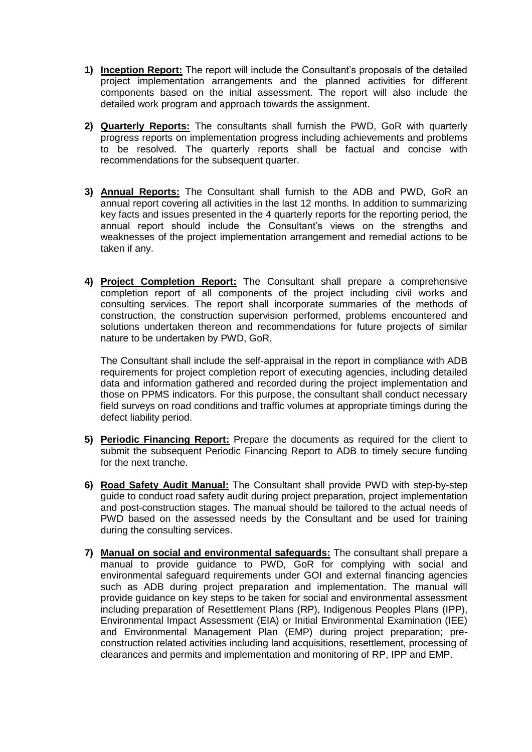1) **Inception Report:** The report will include the Consultant's proposals of the detailed project implementation arrangements and the planned activities for different components based on the initial assessment. The report will also include the detailed work program and approach towards the assignment.

2) **Quarterly Reports:** The consultants shall furnish the PWD, GoR with quarterly progress reports on implementation progress including achievements and problems to be resolved. The quarterly reports shall be factual and concise with recommendations for the subsequent quarter.

3) **Annual Reports:** The Consultant shall furnish to the ADB and PWD, GoR an annual report covering all activities in the last 12 months. In addition to summarizing key facts and issues presented in the 4 quarterly reports for the reporting period, the annual report should include the Consultant's views on the strengths and weaknesses of the project implementation arrangement and remedial actions to be taken if any.

4) **Project Completion Report:** The Consultant shall prepare a comprehensive completion report of all components of the project including civil works and consulting services. The report shall incorporate summaries of the methods of construction, the construction supervision performed, problems encountered and solutions undertaken thereon and recommendations for future projects of similar nature to be undertaken by PWD, GoR.

   The Consultant shall include the self-appraisal in the report in compliance with ADB requirements for project completion report of executing agencies, including detailed data and information gathered and recorded during the project implementation and those on PPMS indicators. For this purpose, the consultant shall conduct necessary field surveys on road conditions and traffic volumes at appropriate timings during the defect liability period.

5) **Periodic Financing Report:** Prepare the documents as required for the client to submit the subsequent Periodic Financing Report to ADB to timely secure funding for the next tranche.

6) **Road Safety Audit Manual:** The Consultant shall provide PWD with step-by-step guide to conduct road safety audit during project preparation, project implementation and post-construction stages. The manual should be tailored to the actual needs of PWD based on the assessed needs by the Consultant and be used for training during the consulting services.

7) **Manual on social and environmental safeguards:** The consultant shall prepare a manual to provide guidance to PWD, GoR for complying with social and environmental safeguard requirements under GOI and external financing agencies such as ADB during project preparation and implementation. The manual will provide guidance on key steps to be taken for social and environmental assessment including preparation of Resettlement Plans (RP), Indigenous Peoples Plans (IPP), Environmental Impact Assessment (EIA) or Initial Environmental Examination (IEE) and Environmental Management Plan (EMP) during project preparation; pre-construction related activities including land acquisitions, resettlement, processing of clearances and permits and implementation and monitoring of RP, IPP and EMP.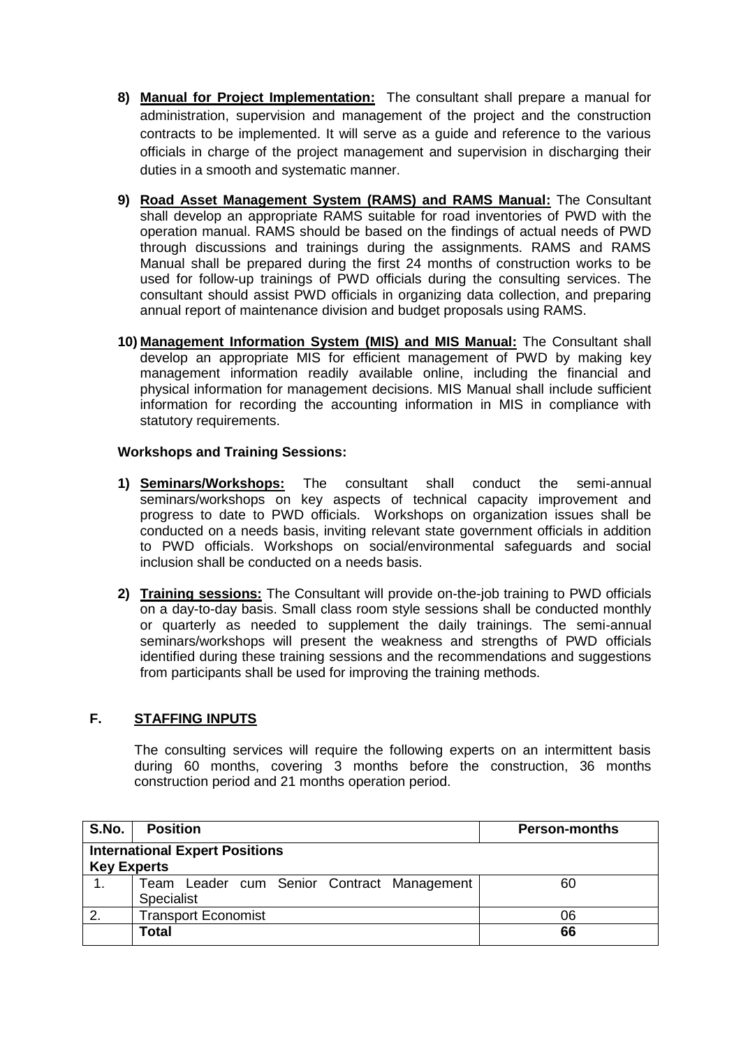8) **Manual for Project Implementation:** The consultant shall prepare a manual for administration, supervision and management of the project and the construction contracts to be implemented. It will serve as a guide and reference to the various officials in charge of the project management and supervision in discharging their duties in a smooth and systematic manner.

9) **Road Asset Management System (RAMS) and RAMS Manual:** The Consultant shall develop an appropriate RAMS suitable for road inventories of PWD with the operation manual. RAMS should be based on the findings of actual needs of PWD through discussions and trainings during the assignments. RAMS and RAMS Manual shall be prepared during the first 24 months of construction works to be used for follow-up trainings of PWD officials during the consulting services. The consultant should assist PWD officials in organizing data collection, and preparing annual report of maintenance division and budget proposals using RAMS.

10) **Management Information System (MIS) and MIS Manual:** The Consultant shall develop an appropriate MIS for efficient management of PWD by making key management information readily available online, including the financial and physical information for management decisions. MIS Manual shall include sufficient information for recording the accounting information in MIS in compliance with statutory requirements.

**Workshops and Training Sessions:**

1) **Seminars/Workshops:** The consultant shall conduct the semi-annual seminars/workshops on key aspects of technical capacity improvement and progress to date to PWD officials. Workshops on organization issues shall be conducted on a needs basis, inviting relevant state government officials in addition to PWD officials. Workshops on social/environmental safeguards and social inclusion shall be conducted on a needs basis.

2) **Training sessions:** The Consultant will provide on-the-job training to PWD officials on a day-to-day basis. Small class room style sessions shall be conducted monthly or quarterly as needed to supplement the daily trainings. The semi-annual seminars/workshops will present the weakness and strengths of PWD officials identified during these training sessions and the recommendations and suggestions from participants shall be used for improving the training methods.

## F. STAFFING INPUTS

The consulting services will require the following experts on an intermittent basis during 60 months, covering 3 months before the construction, 36 months construction period and 21 months operation period.

| S.No. | Position | Person-months |
|---|---|---|
| **International Expert Positions** | | |
| **Key Experts** | | |
| 1. | Team Leader cum Senior Contract Management Specialist | 60 |
| 2. | Transport Economist | 06 |
| | **Total** | **66** |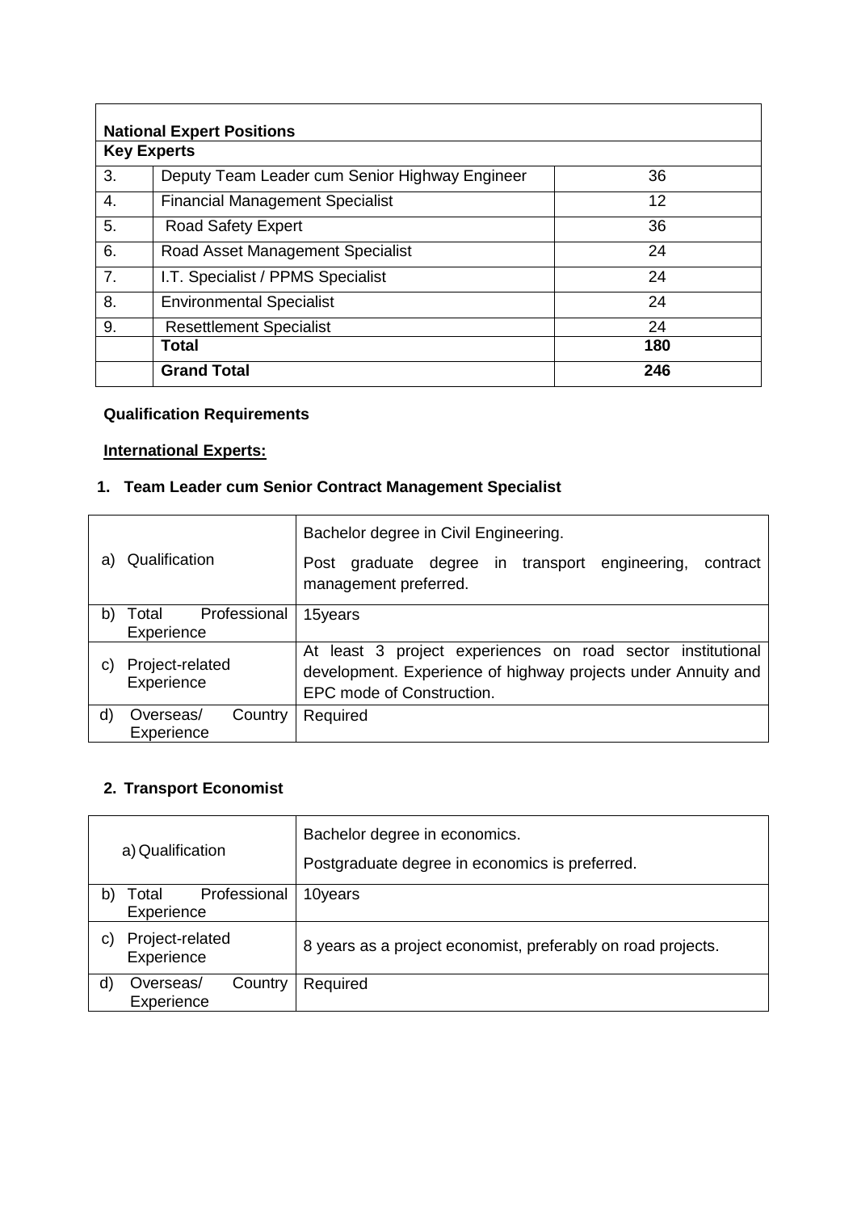| **National Expert Positions** | | |
|---|---|---|
| **Key Experts** | | |
| 3. | Deputy Team Leader cum Senior Highway Engineer | 36 |
| 4. | Financial Management Specialist | 12 |
| 5. | Road Safety Expert | 36 |
| 6. | Road Asset Management Specialist | 24 |
| 7. | I.T. Specialist / PPMS Specialist | 24 |
| 8. | Environmental Specialist | 24 |
| 9. | Resettlement Specialist | 24 |
| | **Total** | **180** |
| | **Grand Total** | **246** |

**Qualification Requirements**

**International Experts:**

**1. Team Leader cum Senior Contract Management Specialist**

| | |
|---|---|
| a) Qualification | Bachelor degree in Civil Engineering.<br>Post graduate degree in transport engineering, contract management preferred. |
| b) Total Professional Experience | 15years |
| c) Project-related Experience | At least 3 project experiences on road sector institutional development. Experience of highway projects under Annuity and EPC mode of Construction. |
| d) Overseas/ Country Experience | Required |

**2. Transport Economist**

| | |
|---|---|
| a) Qualification | Bachelor degree in economics.<br>Postgraduate degree in economics is preferred. |
| b) Total Professional Experience | 10years |
| c) Project-related Experience | 8 years as a project economist, preferably on road projects. |
| d) Overseas/ Country Experience | Required |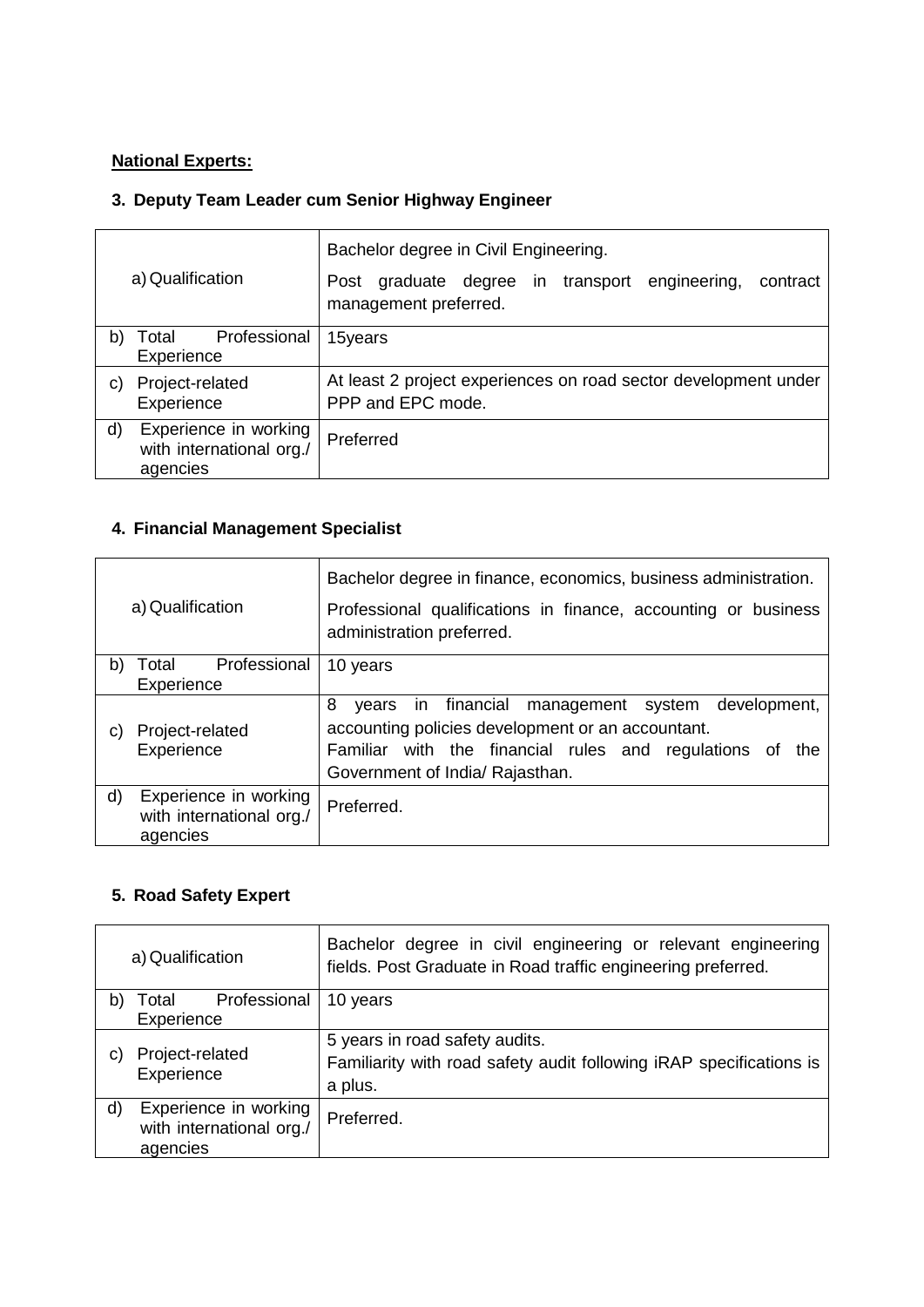**National Experts:**

### 3. Deputy Team Leader cum Senior Highway Engineer

| | |
|---|---|
| a) Qualification | Bachelor degree in Civil Engineering.<br>Post graduate degree in transport engineering, contract management preferred. |
| b) Total Professional Experience | 15years |
| c) Project-related Experience | At least 2 project experiences on road sector development under PPP and EPC mode. |
| d) Experience in working with international org./ agencies | Preferred |

### 4. Financial Management Specialist

| | |
|---|---|
| a) Qualification | Bachelor degree in finance, economics, business administration.<br>Professional qualifications in finance, accounting or business administration preferred. |
| b) Total Professional Experience | 10 years |
| c) Project-related Experience | 8 years in financial management system development, accounting policies development or an accountant.<br>Familiar with the financial rules and regulations of the Government of India/ Rajasthan. |
| d) Experience in working with international org./ agencies | Preferred. |

### 5. Road Safety Expert

| | |
|---|---|
| a) Qualification | Bachelor degree in civil engineering or relevant engineering fields. Post Graduate in Road traffic engineering preferred. |
| b) Total Professional Experience | 10 years |
| c) Project-related Experience | 5 years in road safety audits.<br>Familiarity with road safety audit following iRAP specifications is a plus. |
| d) Experience in working with international org./ agencies | Preferred. |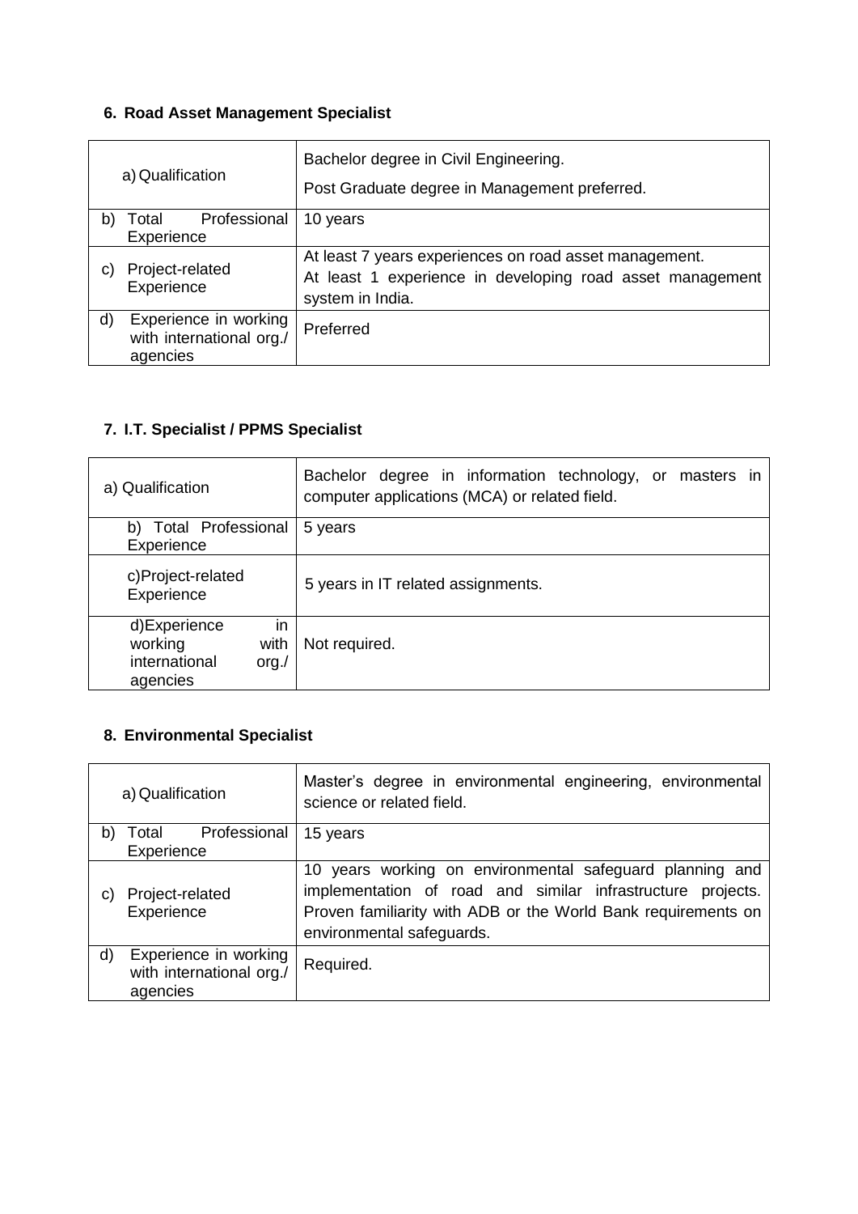### 6. Road Asset Management Specialist

| | |
|---|---|
| a) Qualification | Bachelor degree in Civil Engineering.<br>Post Graduate degree in Management preferred. |
| b) Total Professional Experience | 10 years |
| c) Project-related Experience | At least 7 years experiences on road asset management.<br>At least 1 experience in developing road asset management system in India. |
| d) Experience in working with international org./ agencies | Preferred |

### 7. I.T. Specialist / PPMS Specialist

| | |
|---|---|
| a) Qualification | Bachelor degree in information technology, or masters in computer applications (MCA) or related field. |
| b) Total Professional Experience | 5 years |
| c)Project-related Experience | 5 years in IT related assignments. |
| d)Experience in working with international org./ agencies | Not required. |

### 8. Environmental Specialist

| | |
|---|---|
| a) Qualification | Master's degree in environmental engineering, environmental science or related field. |
| b) Total Professional Experience | 15 years |
| c) Project-related Experience | 10 years working on environmental safeguard planning and implementation of road and similar infrastructure projects. Proven familiarity with ADB or the World Bank requirements on environmental safeguards. |
| d) Experience in working with international org./ agencies | Required. |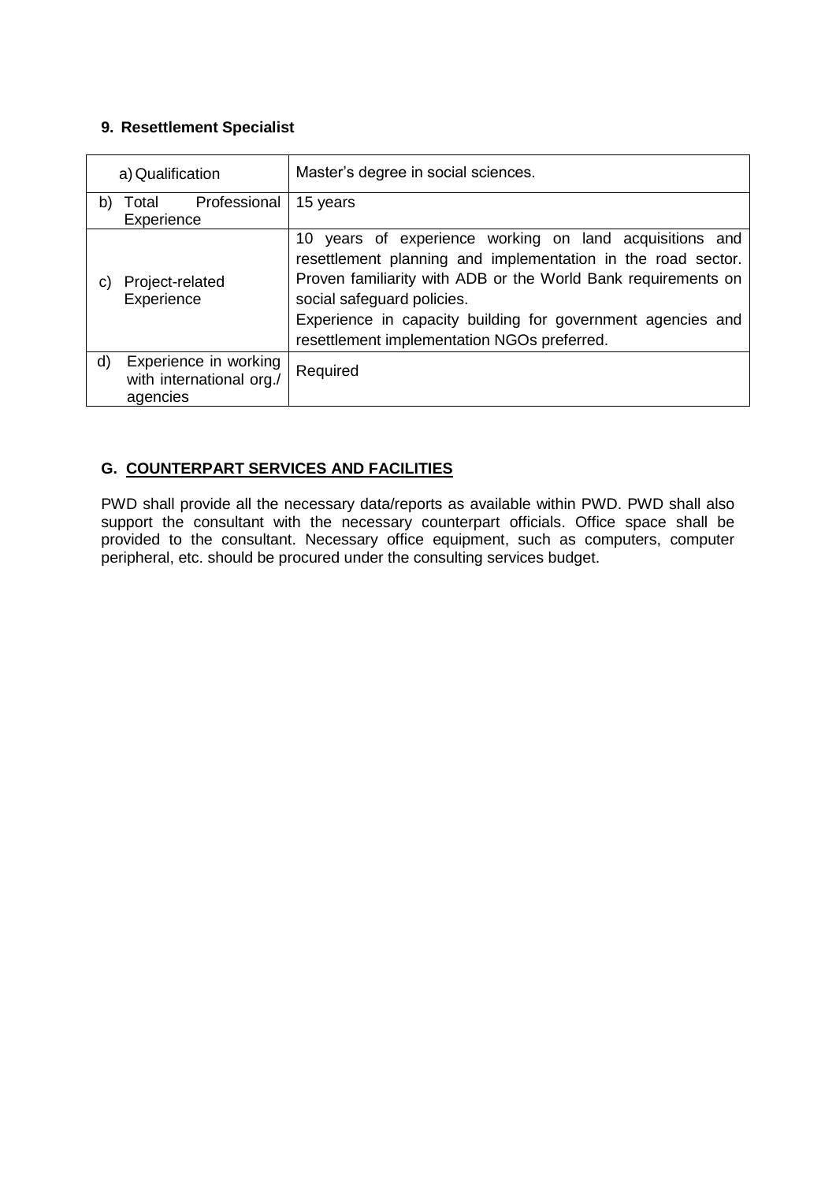### 9. Resettlement Specialist

| | |
|---|---|
| a) Qualification | Master's degree in social sciences. |
| b) Total Professional Experience | 15 years |
| c) Project-related Experience | 10 years of experience working on land acquisitions and resettlement planning and implementation in the road sector. Proven familiarity with ADB or the World Bank requirements on social safeguard policies.<br>Experience in capacity building for government agencies and resettlement implementation NGOs preferred. |
| d) Experience in working with international org./ agencies | Required |

## G. COUNTERPART SERVICES AND FACILITIES

PWD shall provide all the necessary data/reports as available within PWD. PWD shall also support the consultant with the necessary counterpart officials. Office space shall be provided to the consultant. Necessary office equipment, such as computers, computer peripheral, etc. should be procured under the consulting services budget.